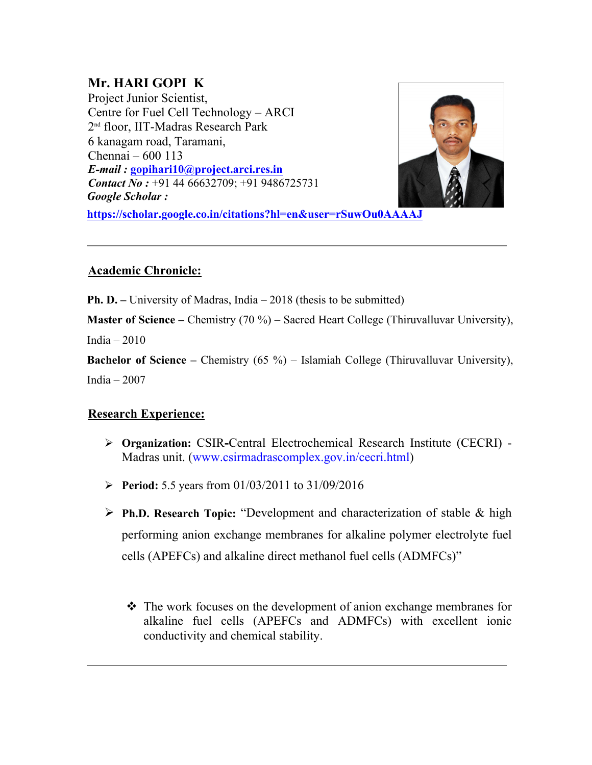**Mr. HARI GOPI K**
Project Junior Scientist,
Centre for Fuel Cell Technology – ARCI
2nd floor, IIT-Madras Research Park
6 kanagam road, Taramani,
Chennai – 600 113
***E-mail :*** **gopihari10@project.arci.res.in**
***Contact No :*** +91 44 66632709; +91 9486725731
***Google Scholar :***
**https://scholar.google.co.in/citations?hl=en&user=rSuwOu0AAAAJ**

---

## Academic Chronicle:

**Ph. D. –** University of Madras, India – 2018 (thesis to be submitted)

**Master of Science –** Chemistry (70 %) – Sacred Heart College (Thiruvalluvar University), India – 2010

**Bachelor of Science –** Chemistry (65 %) – Islamiah College (Thiruvalluvar University), India – 2007

## Research Experience:

- **Organization:** CSIR-Central Electrochemical Research Institute (CECRI) - Madras unit. (www.csirmadrascomplex.gov.in/cecri.html)
- **Period:** 5.5 years from 01/03/2011 to 31/09/2016
- **Ph.D. Research Topic:** "Development and characterization of stable & high performing anion exchange membranes for alkaline polymer electrolyte fuel cells (APEFCs) and alkaline direct methanol fuel cells (ADMFCs)"

    - The work focuses on the development of anion exchange membranes for alkaline fuel cells (APEFCs and ADMFCs) with excellent ionic conductivity and chemical stability.

---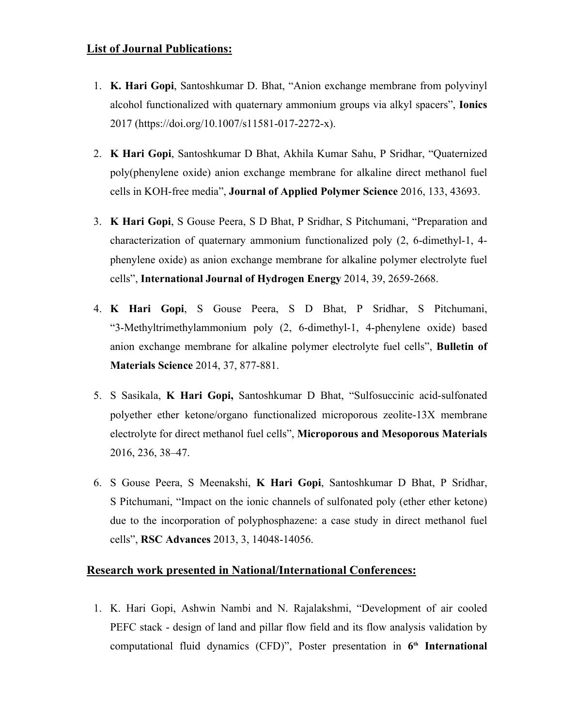**List of Journal Publications:**

1. **K. Hari Gopi**, Santoshkumar D. Bhat, "Anion exchange membrane from polyvinyl alcohol functionalized with quaternary ammonium groups via alkyl spacers", **Ionics** 2017 (https://doi.org/10.1007/s11581-017-2272-x).

2. **K Hari Gopi**, Santoshkumar D Bhat, Akhila Kumar Sahu, P Sridhar, "Quaternized poly(phenylene oxide) anion exchange membrane for alkaline direct methanol fuel cells in KOH-free media", **Journal of Applied Polymer Science** 2016, 133, 43693.

3. **K Hari Gopi**, S Gouse Peera, S D Bhat, P Sridhar, S Pitchumani, "Preparation and characterization of quaternary ammonium functionalized poly (2, 6-dimethyl-1, 4-phenylene oxide) as anion exchange membrane for alkaline polymer electrolyte fuel cells", **International Journal of Hydrogen Energy** 2014, 39, 2659-2668.

4. **K Hari Gopi**, S Gouse Peera, S D Bhat, P Sridhar, S Pitchumani, "3-Methyltrimethylammonium poly (2, 6-dimethyl-1, 4-phenylene oxide) based anion exchange membrane for alkaline polymer electrolyte fuel cells", **Bulletin of Materials Science** 2014, 37, 877-881.

5. S Sasikala, **K Hari Gopi,** Santoshkumar D Bhat, "Sulfosuccinic acid-sulfonated polyether ether ketone/organo functionalized microporous zeolite-13X membrane electrolyte for direct methanol fuel cells", **Microporous and Mesoporous Materials** 2016, 236, 38–47.

6. S Gouse Peera, S Meenakshi, **K Hari Gopi**, Santoshkumar D Bhat, P Sridhar, S Pitchumani, "Impact on the ionic channels of sulfonated poly (ether ether ketone) due to the incorporation of polyphosphazene: a case study in direct methanol fuel cells", **RSC Advances** 2013, 3, 14048-14056.

**Research work presented in National/International Conferences:**

1. K. Hari Gopi, Ashwin Nambi and N. Rajalakshmi, "Development of air cooled PEFC stack - design of land and pillar flow field and its flow analysis validation by computational fluid dynamics (CFD)", Poster presentation in **6th International**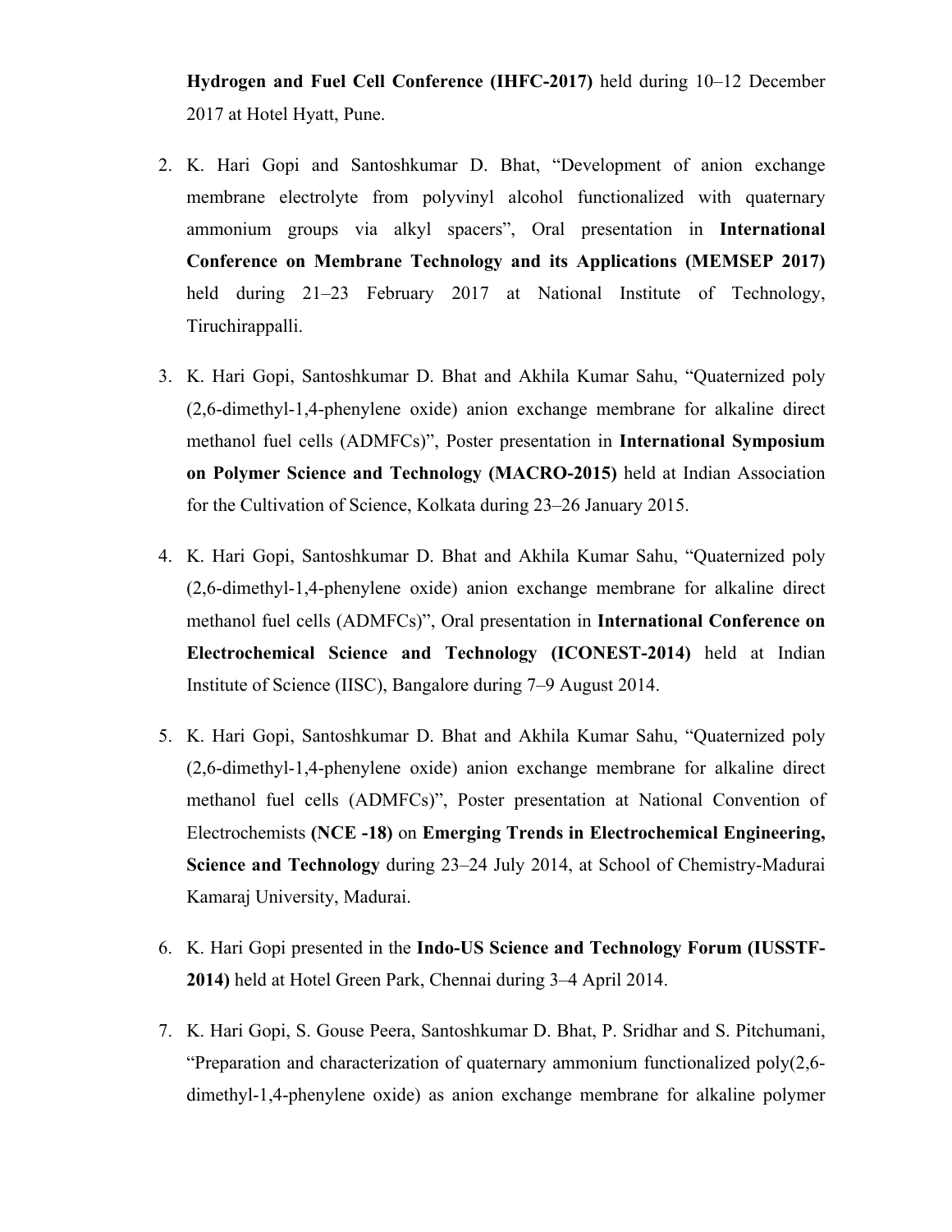**Hydrogen and Fuel Cell Conference (IHFC-2017)** held during 10–12 December 2017 at Hotel Hyatt, Pune.

2. K. Hari Gopi and Santoshkumar D. Bhat, "Development of anion exchange membrane electrolyte from polyvinyl alcohol functionalized with quaternary ammonium groups via alkyl spacers", Oral presentation in **International Conference on Membrane Technology and its Applications (MEMSEP 2017)** held during 21–23 February 2017 at National Institute of Technology, Tiruchirappalli.

3. K. Hari Gopi, Santoshkumar D. Bhat and Akhila Kumar Sahu, "Quaternized poly (2,6-dimethyl-1,4-phenylene oxide) anion exchange membrane for alkaline direct methanol fuel cells (ADMFCs)", Poster presentation in **International Symposium on Polymer Science and Technology (MACRO-2015)** held at Indian Association for the Cultivation of Science, Kolkata during 23–26 January 2015.

4. K. Hari Gopi, Santoshkumar D. Bhat and Akhila Kumar Sahu, "Quaternized poly (2,6-dimethyl-1,4-phenylene oxide) anion exchange membrane for alkaline direct methanol fuel cells (ADMFCs)", Oral presentation in **International Conference on Electrochemical Science and Technology (ICONEST-2014)** held at Indian Institute of Science (IISC), Bangalore during 7–9 August 2014.

5. K. Hari Gopi, Santoshkumar D. Bhat and Akhila Kumar Sahu, "Quaternized poly (2,6-dimethyl-1,4-phenylene oxide) anion exchange membrane for alkaline direct methanol fuel cells (ADMFCs)", Poster presentation at National Convention of Electrochemists **(NCE -18)** on **Emerging Trends in Electrochemical Engineering, Science and Technology** during 23–24 July 2014, at School of Chemistry-Madurai Kamaraj University, Madurai.

6. K. Hari Gopi presented in the **Indo-US Science and Technology Forum (IUSSTF-2014)** held at Hotel Green Park, Chennai during 3–4 April 2014.

7. K. Hari Gopi, S. Gouse Peera, Santoshkumar D. Bhat, P. Sridhar and S. Pitchumani, "Preparation and characterization of quaternary ammonium functionalized poly(2,6-dimethyl-1,4-phenylene oxide) as anion exchange membrane for alkaline polymer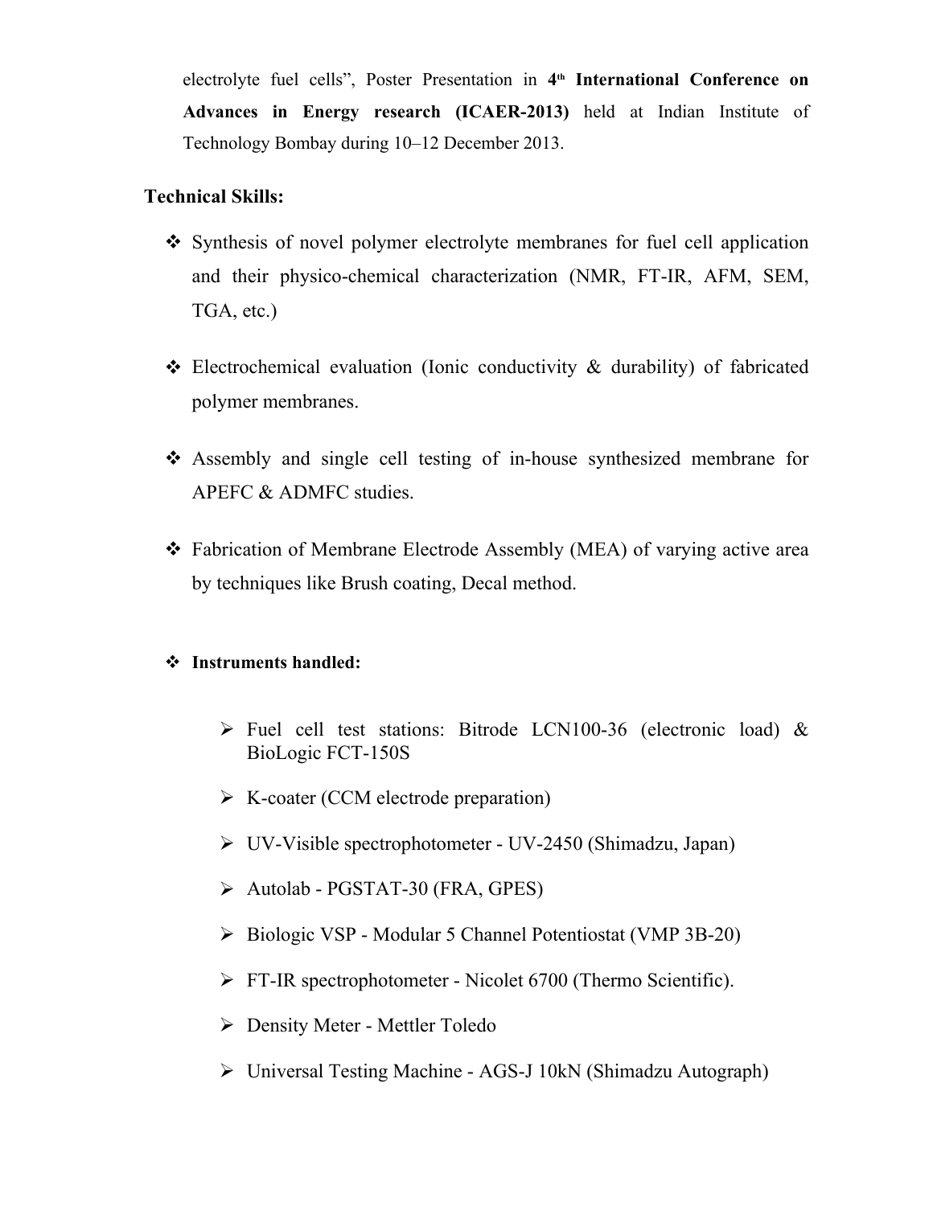electrolyte fuel cells", Poster Presentation in **4th International Conference on Advances in Energy research (ICAER-2013)** held at Indian Institute of Technology Bombay during 10–12 December 2013.

**Technical Skills:**

- Synthesis of novel polymer electrolyte membranes for fuel cell application and their physico-chemical characterization (NMR, FT-IR, AFM, SEM, TGA, etc.)

- Electrochemical evaluation (Ionic conductivity & durability) of fabricated polymer membranes.

- Assembly and single cell testing of in-house synthesized membrane for APEFC & ADMFC studies.

- Fabrication of Membrane Electrode Assembly (MEA) of varying active area by techniques like Brush coating, Decal method.

- **Instruments handled:**

  - Fuel cell test stations: Bitrode LCN100-36 (electronic load) & BioLogic FCT-150S
  - K-coater (CCM electrode preparation)
  - UV-Visible spectrophotometer - UV-2450 (Shimadzu, Japan)
  - Autolab - PGSTAT-30 (FRA, GPES)
  - Biologic VSP - Modular 5 Channel Potentiostat (VMP 3B-20)
  - FT-IR spectrophotometer - Nicolet 6700 (Thermo Scientific).
  - Density Meter - Mettler Toledo
  - Universal Testing Machine - AGS-J 10kN (Shimadzu Autograph)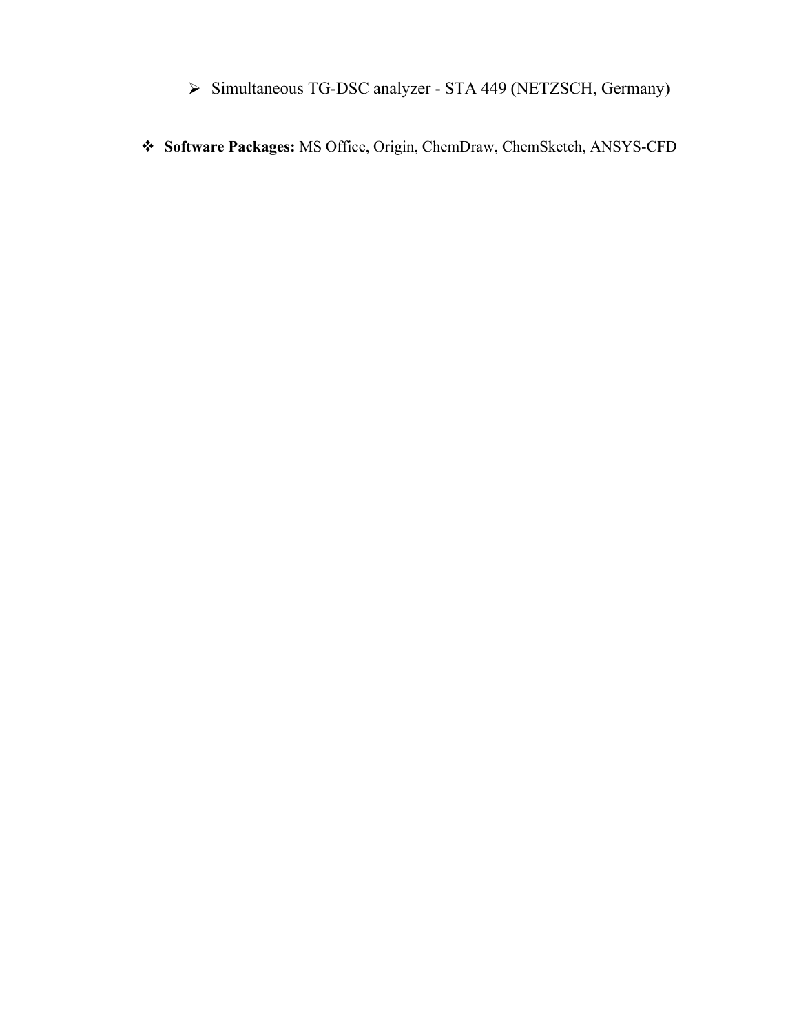- Simultaneous TG-DSC analyzer - STA 449 (NETZSCH, Germany)

- **Software Packages:** MS Office, Origin, ChemDraw, ChemSketch, ANSYS-CFD